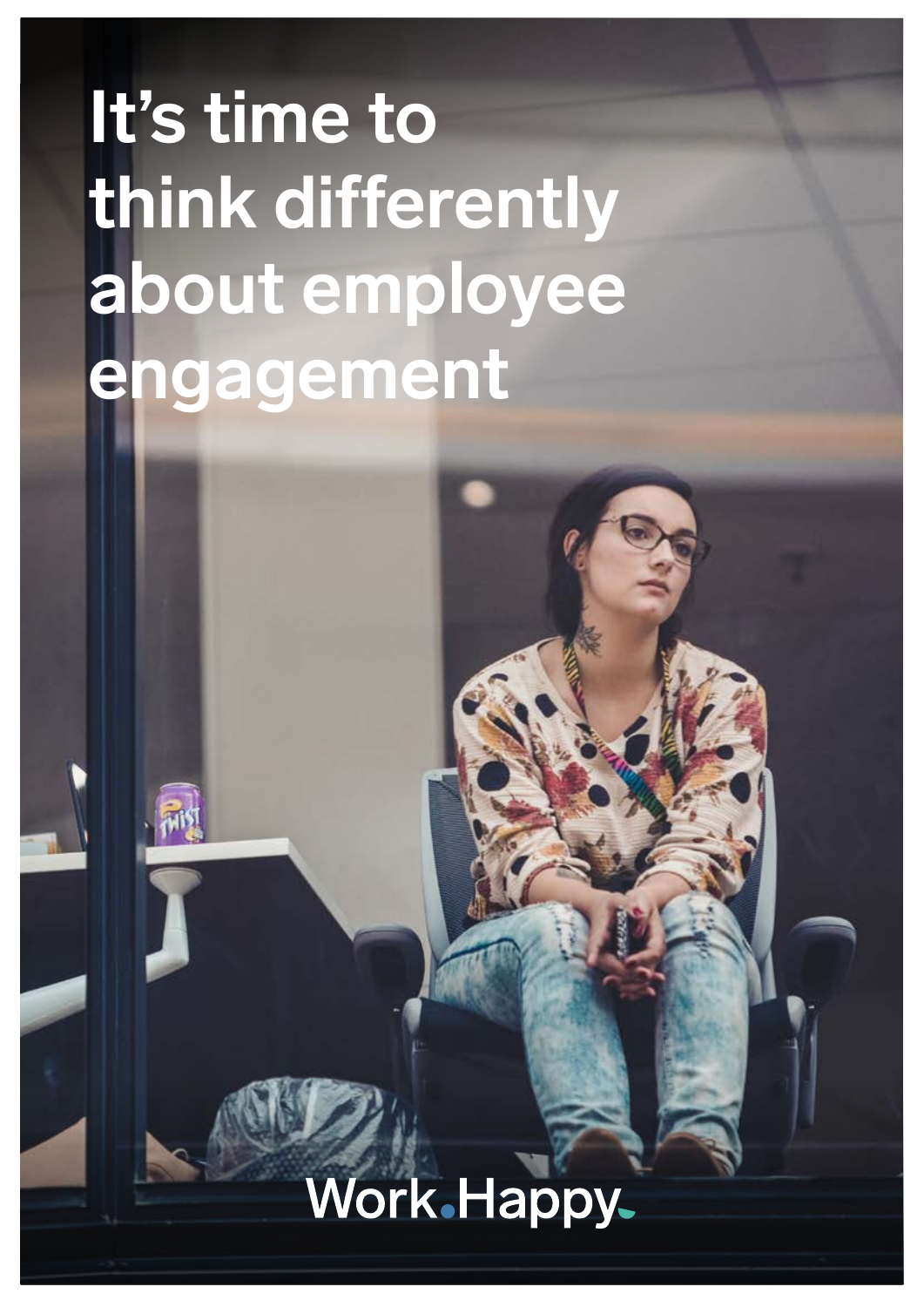# It's time to think differently about employee engagement

Work.Happy.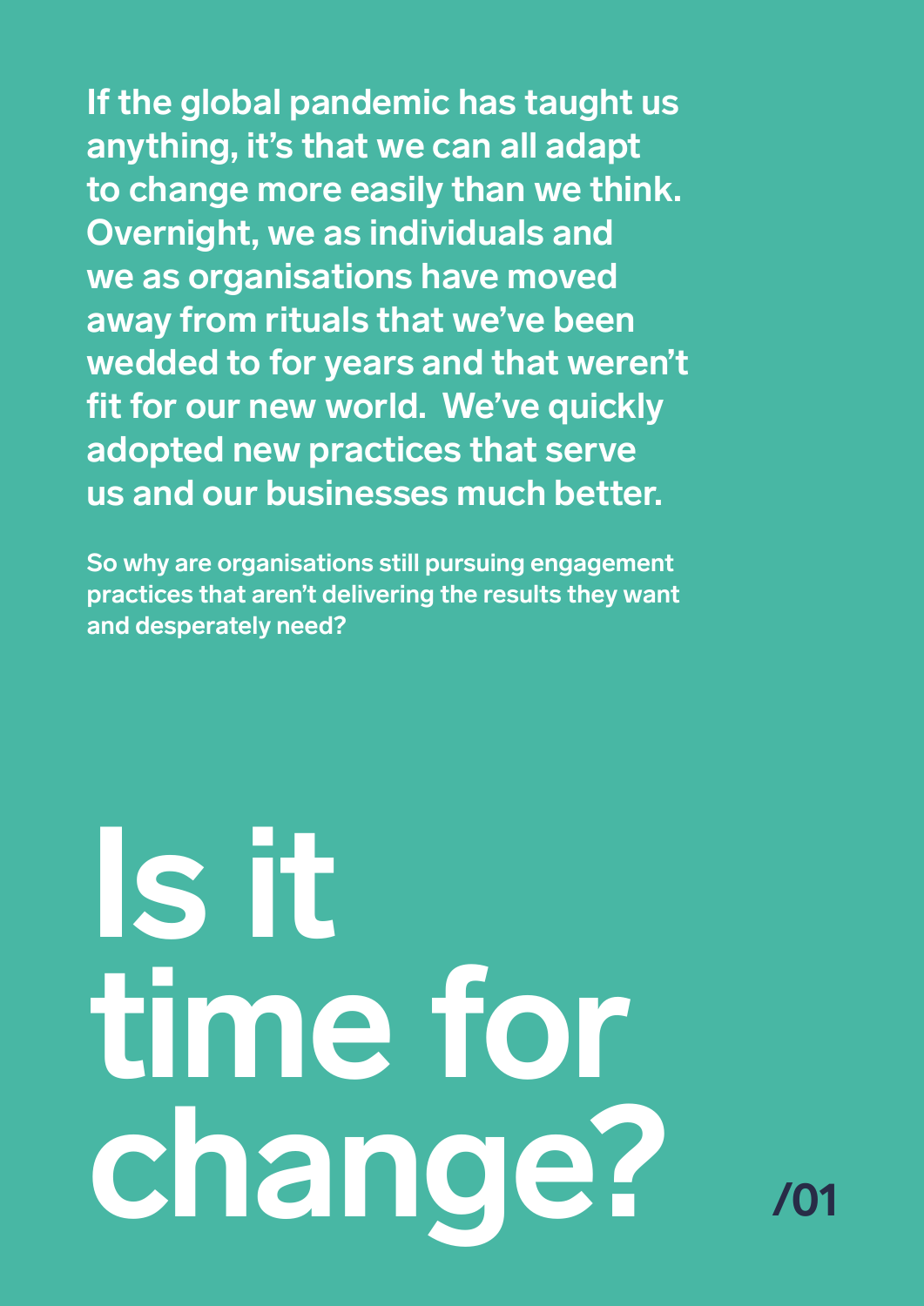**If the global pandemic has taught us anything, it's that we can all adapt to change more easily than we think. Overnight, we as individuals and we as organisations have moved away from rituals that we've been wedded to for years and that weren't fit for our new world.  We've quickly adopted new practices that serve us and our businesses much better.**

**So why are organisations still pursuing engagement practices that aren't delivering the results they want and desperately need?**

# Is it time for change?

**/01**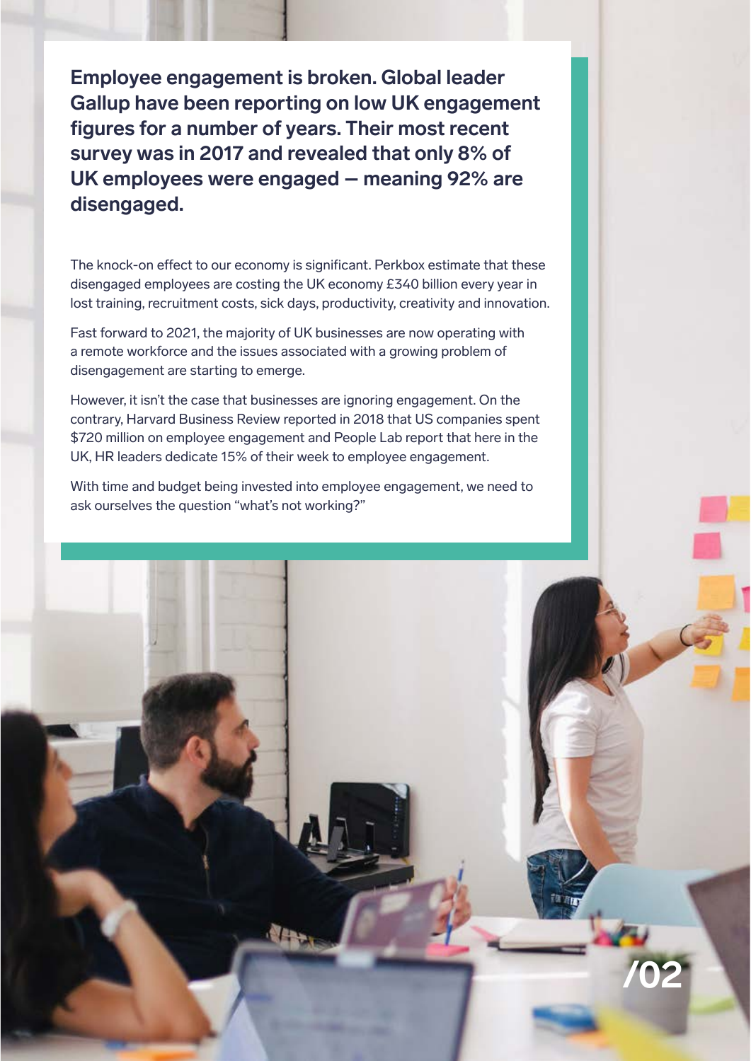**Employee engagement is broken. Global leader Gallup have been reporting on low UK engagement figures for a number of years. Their most recent survey was in 2017 and revealed that only 8% of UK employees were engaged — meaning 92% are disengaged.**

The knock-on effect to our economy is significant. Perkbox estimate that these disengaged employees are costing the UK economy £340 billion every year in lost training, recruitment costs, sick days, productivity, creativity and innovation.

Fast forward to 2021, the majority of UK businesses are now operating with a remote workforce and the issues associated with a growing problem of disengagement are starting to emerge.

However, it isn't the case that businesses are ignoring engagement. On the contrary, Harvard Business Review reported in 2018 that US companies spent $720 million on employee engagement and People Lab report that here in the UK, HR leaders dedicate 15% of their week to employee engagement.

With time and budget being invested into employee engagement, we need to ask ourselves the question "what's not working?"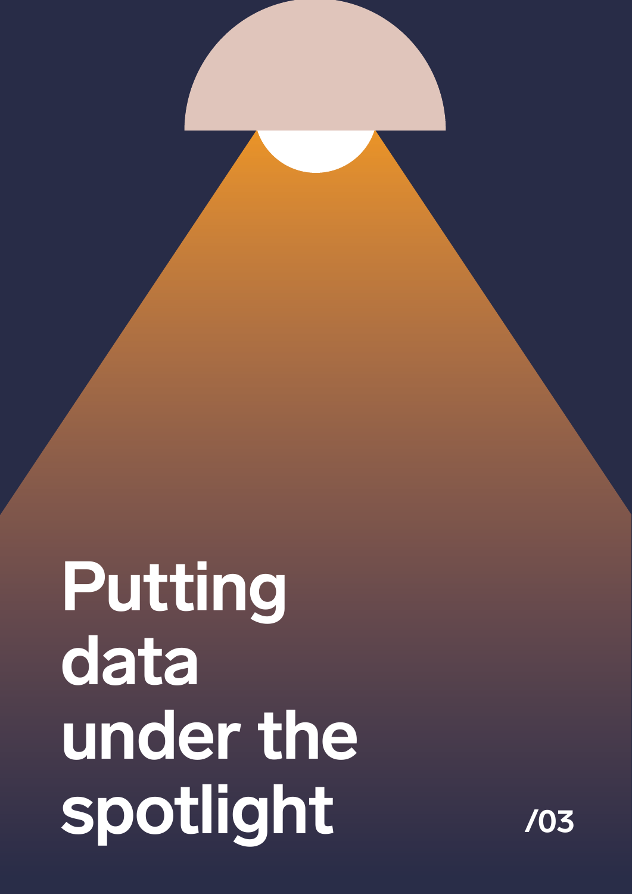# Putting data under the spotlight

/03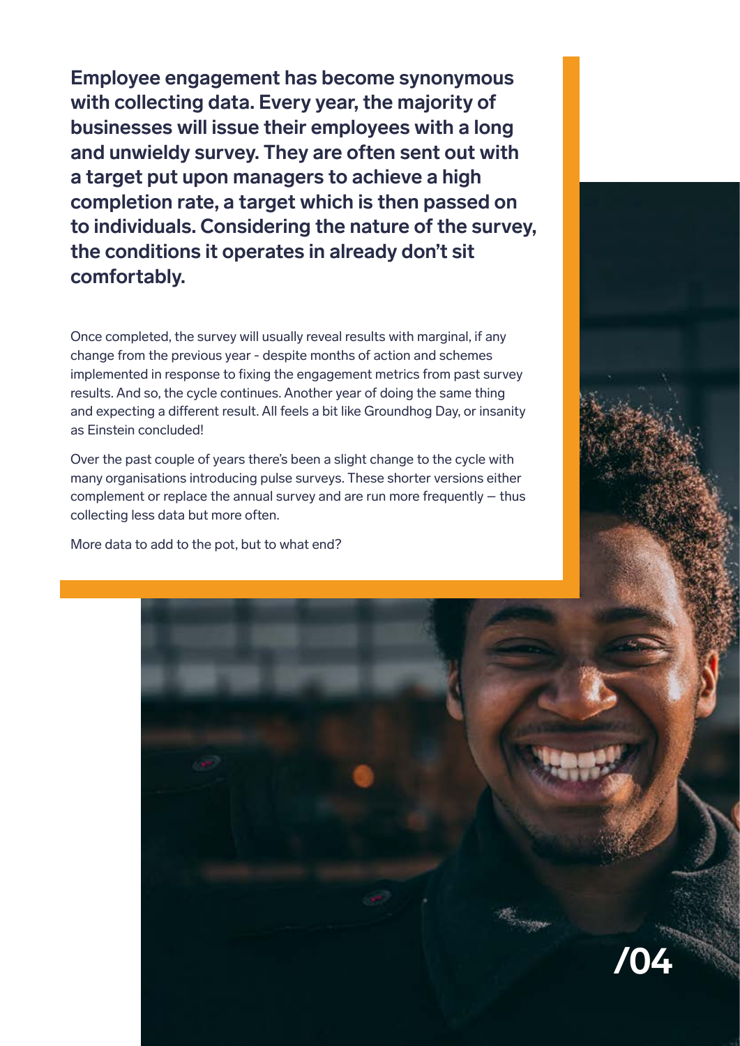**Employee engagement has become synonymous with collecting data. Every year, the majority of businesses will issue their employees with a long and unwieldy survey. They are often sent out with a target put upon managers to achieve a high completion rate, a target which is then passed on to individuals. Considering the nature of the survey, the conditions it operates in already don't sit comfortably.**

Once completed, the survey will usually reveal results with marginal, if any change from the previous year - despite months of action and schemes implemented in response to fixing the engagement metrics from past survey results. And so, the cycle continues. Another year of doing the same thing and expecting a different result. All feels a bit like Groundhog Day, or insanity as Einstein concluded!

Over the past couple of years there's been a slight change to the cycle with many organisations introducing pulse surveys. These shorter versions either complement or replace the annual survey and are run more frequently – thus collecting less data but more often.

More data to add to the pot, but to what end?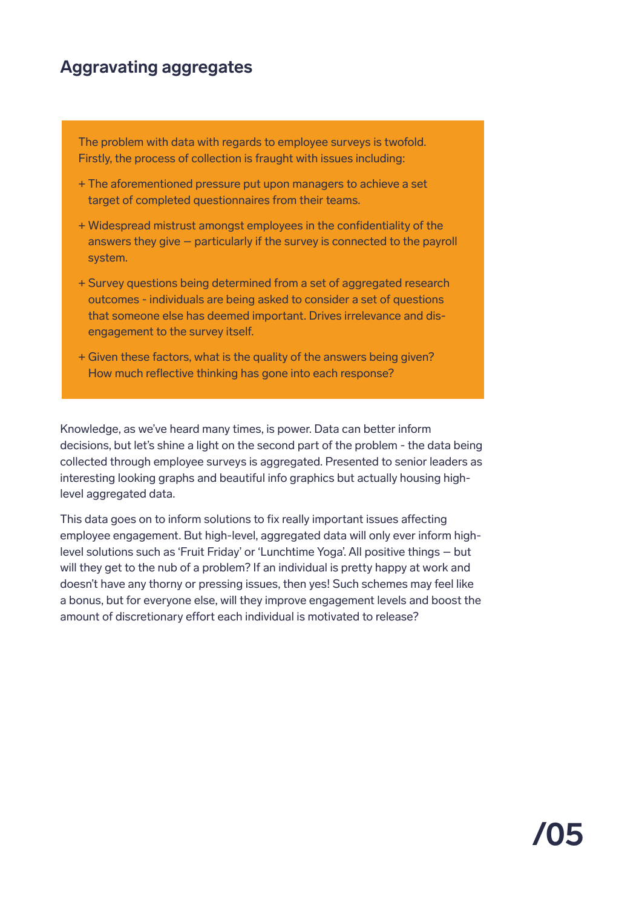## Aggravating aggregates

The problem with data with regards to employee surveys is twofold. Firstly, the process of collection is fraught with issues including:

+ The aforementioned pressure put upon managers to achieve a set target of completed questionnaires from their teams.
+ Widespread mistrust amongst employees in the confidentiality of the answers they give – particularly if the survey is connected to the payroll system.
+ Survey questions being determined from a set of aggregated research outcomes - individuals are being asked to consider a set of questions that someone else has deemed important. Drives irrelevance and dis-engagement to the survey itself.
+ Given these factors, what is the quality of the answers being given? How much reflective thinking has gone into each response?

Knowledge, as we've heard many times, is power. Data can better inform decisions, but let's shine a light on the second part of the problem - the data being collected through employee surveys is aggregated. Presented to senior leaders as interesting looking graphs and beautiful info graphics but actually housing high-level aggregated data.

This data goes on to inform solutions to fix really important issues affecting employee engagement. But high-level, aggregated data will only ever inform high-level solutions such as 'Fruit Friday' or 'Lunchtime Yoga'. All positive things – but will they get to the nub of a problem? If an individual is pretty happy at work and doesn't have any thorny or pressing issues, then yes! Such schemes may feel like a bonus, but for everyone else, will they improve engagement levels and boost the amount of discretionary effort each individual is motivated to release?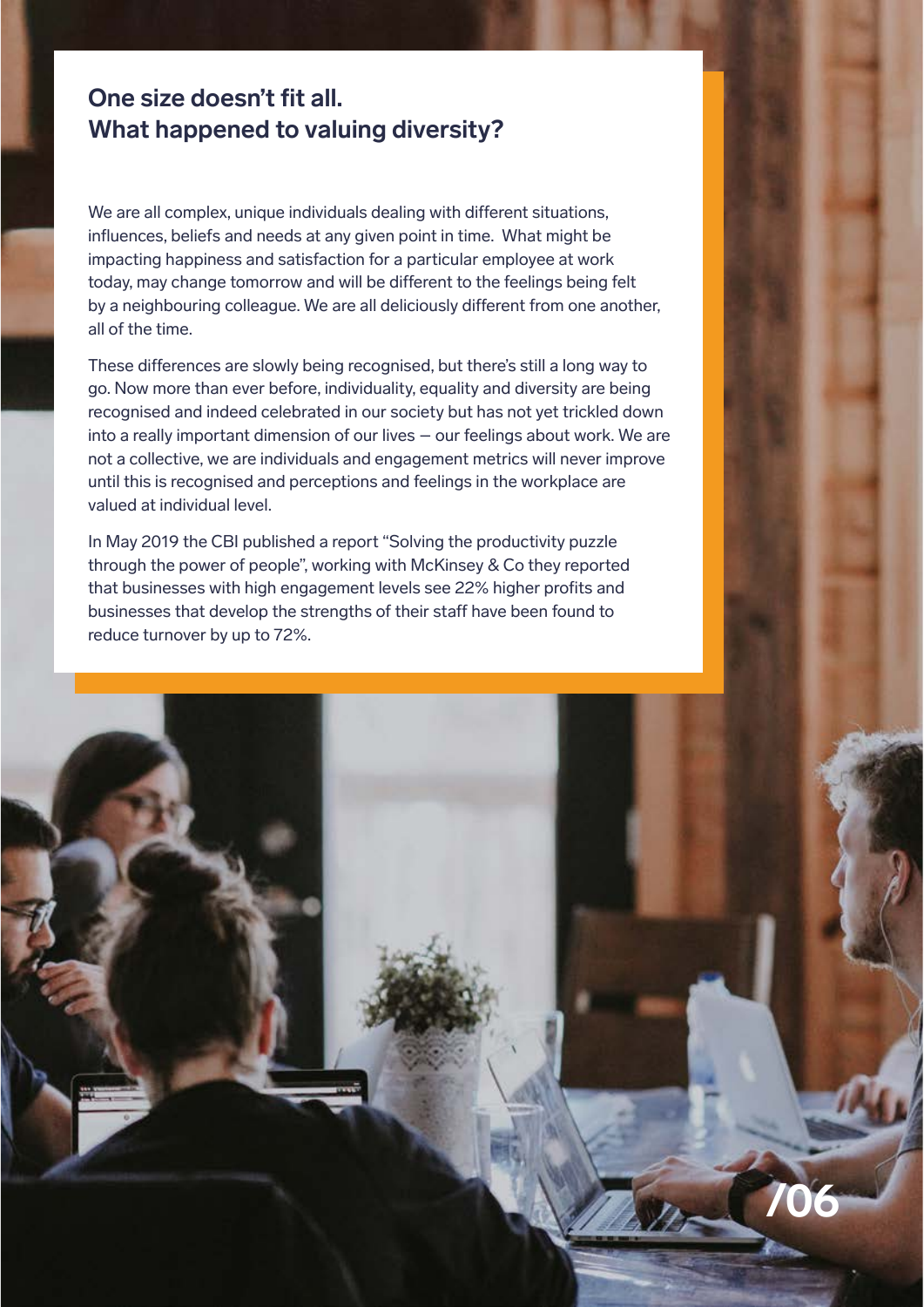## One size doesn't fit all. What happened to valuing diversity?

We are all complex, unique individuals dealing with different situations, influences, beliefs and needs at any given point in time. What might be impacting happiness and satisfaction for a particular employee at work today, may change tomorrow and will be different to the feelings being felt by a neighbouring colleague. We are all deliciously different from one another, all of the time.

These differences are slowly being recognised, but there's still a long way to go. Now more than ever before, individuality, equality and diversity are being recognised and indeed celebrated in our society but has not yet trickled down into a really important dimension of our lives – our feelings about work. We are not a collective, we are individuals and engagement metrics will never improve until this is recognised and perceptions and feelings in the workplace are valued at individual level.

In May 2019 the CBI published a report "Solving the productivity puzzle through the power of people", working with McKinsey & Co they reported that businesses with high engagement levels see 22% higher profits and businesses that develop the strengths of their staff have been found to reduce turnover by up to 72%.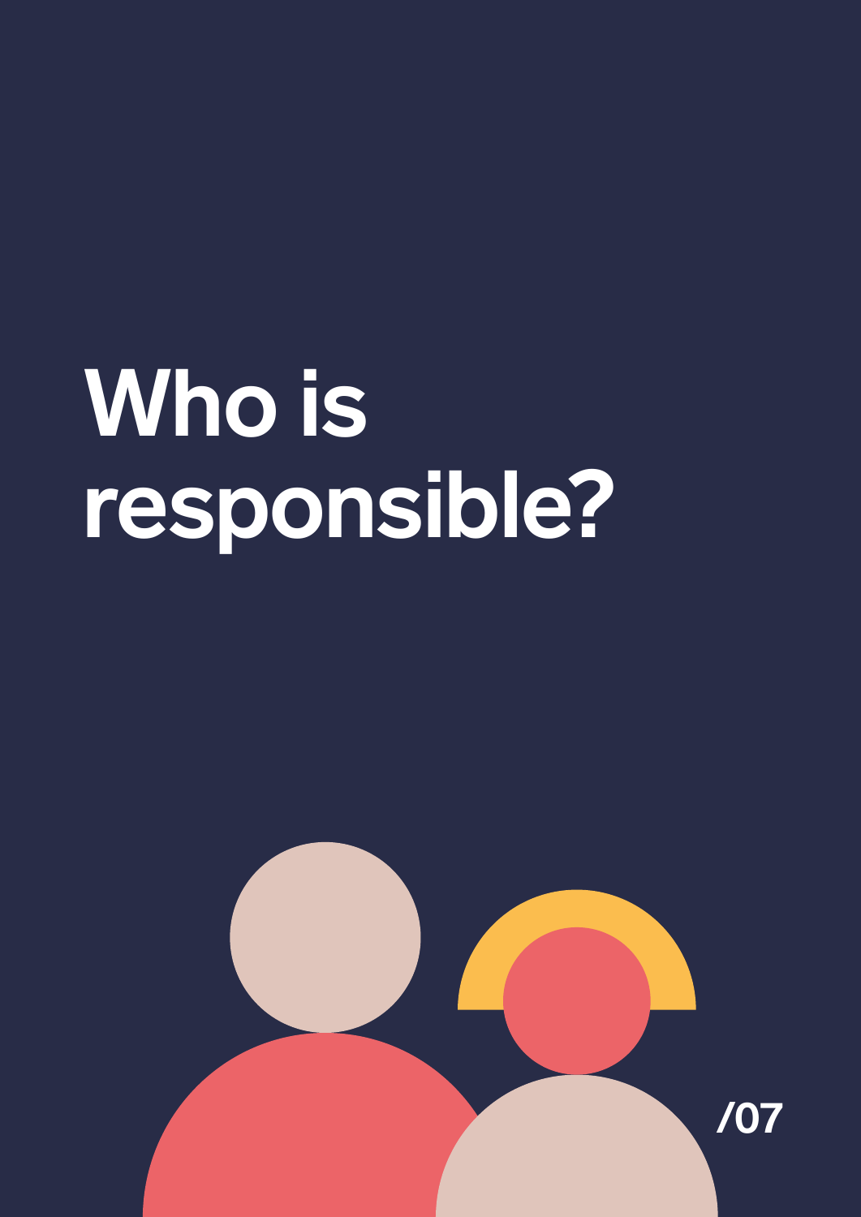# Who is responsible?

/07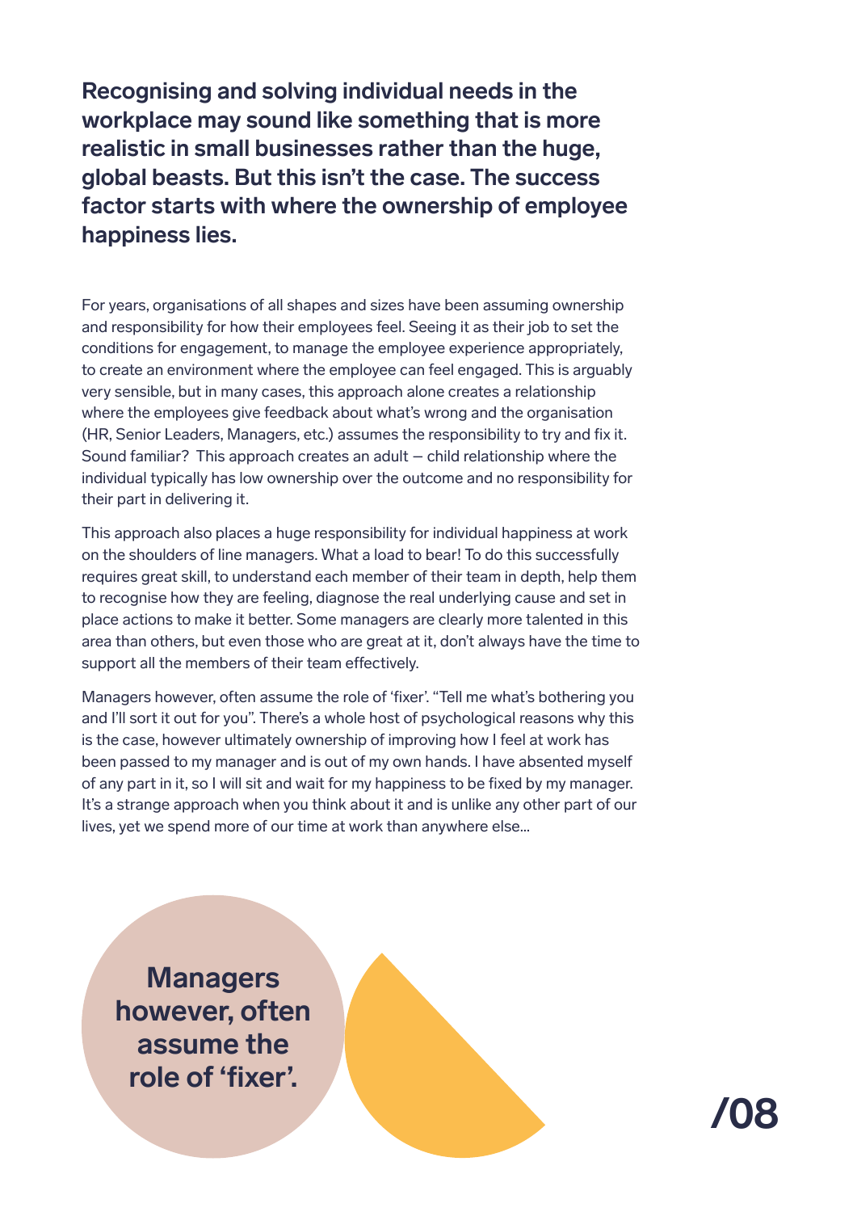**Recognising and solving individual needs in the workplace may sound like something that is more realistic in small businesses rather than the huge, global beasts. But this isn't the case. The success factor starts with where the ownership of employee happiness lies.**

For years, organisations of all shapes and sizes have been assuming ownership and responsibility for how their employees feel. Seeing it as their job to set the conditions for engagement, to manage the employee experience appropriately, to create an environment where the employee can feel engaged. This is arguably very sensible, but in many cases, this approach alone creates a relationship where the employees give feedback about what's wrong and the organisation (HR, Senior Leaders, Managers, etc.) assumes the responsibility to try and fix it. Sound familiar? This approach creates an adult – child relationship where the individual typically has low ownership over the outcome and no responsibility for their part in delivering it.

This approach also places a huge responsibility for individual happiness at work on the shoulders of line managers. What a load to bear! To do this successfully requires great skill, to understand each member of their team in depth, help them to recognise how they are feeling, diagnose the real underlying cause and set in place actions to make it better. Some managers are clearly more talented in this area than others, but even those who are great at it, don't always have the time to support all the members of their team effectively.

Managers however, often assume the role of 'fixer'. "Tell me what's bothering you and I'll sort it out for you". There's a whole host of psychological reasons why this is the case, however ultimately ownership of improving how I feel at work has been passed to my manager and is out of my own hands. I have absented myself of any part in it, so I will sit and wait for my happiness to be fixed by my manager. It's a strange approach when you think about it and is unlike any other part of our lives, yet we spend more of our time at work than anywhere else...

**Managers however, often assume the role of 'fixer'.**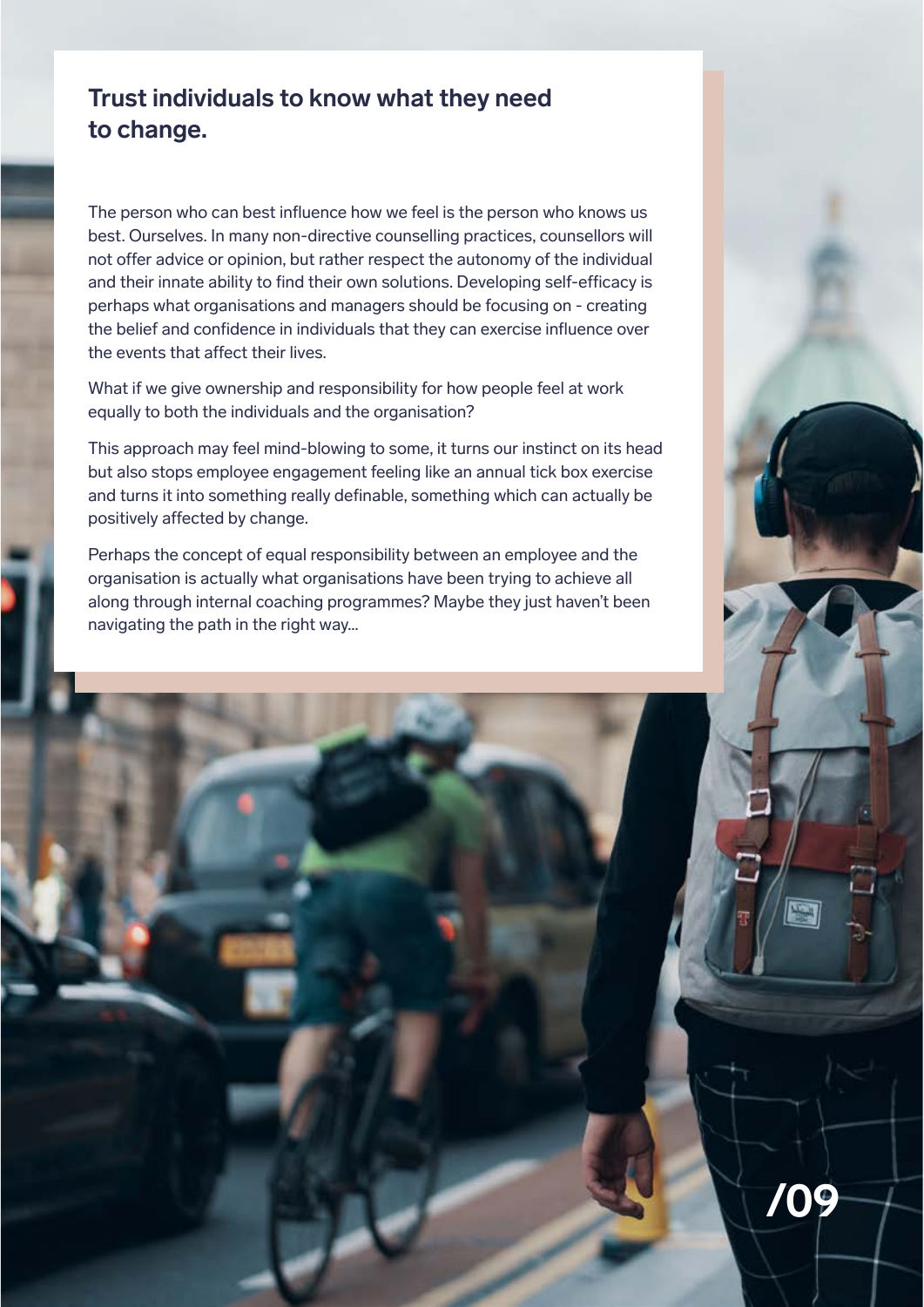## Trust individuals to know what they need to change.

The person who can best influence how we feel is the person who knows us best. Ourselves. In many non-directive counselling practices, counsellors will not offer advice or opinion, but rather respect the autonomy of the individual and their innate ability to find their own solutions. Developing self-efficacy is perhaps what organisations and managers should be focusing on - creating the belief and confidence in individuals that they can exercise influence over the events that affect their lives.

What if we give ownership and responsibility for how people feel at work equally to both the individuals and the organisation?

This approach may feel mind-blowing to some, it turns our instinct on its head but also stops employee engagement feeling like an annual tick box exercise and turns it into something really definable, something which can actually be positively affected by change.

Perhaps the concept of equal responsibility between an employee and the organisation is actually what organisations have been trying to achieve all along through internal coaching programmes? Maybe they just haven't been navigating the path in the right way...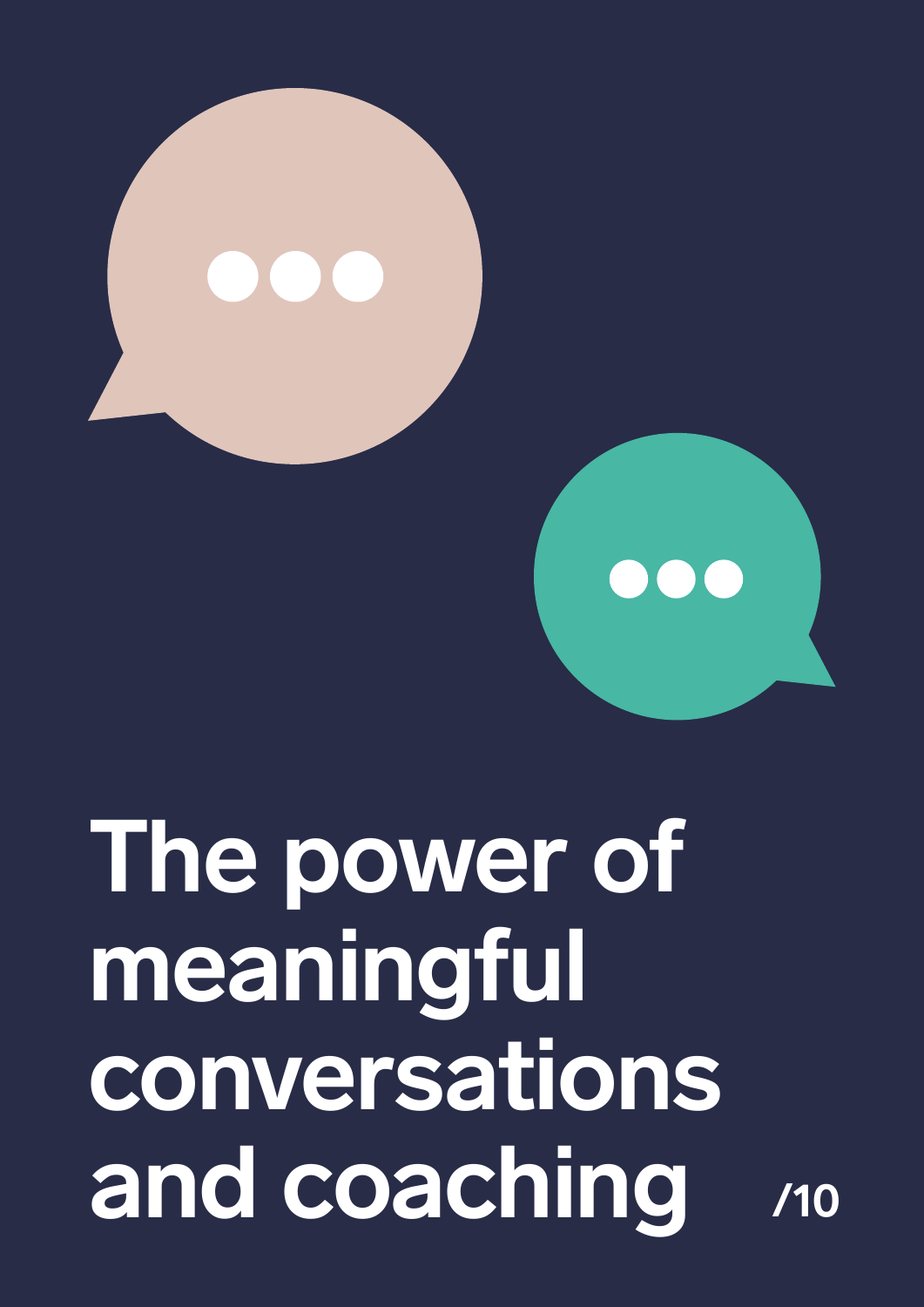# The power of meaningful conversations and coaching

/10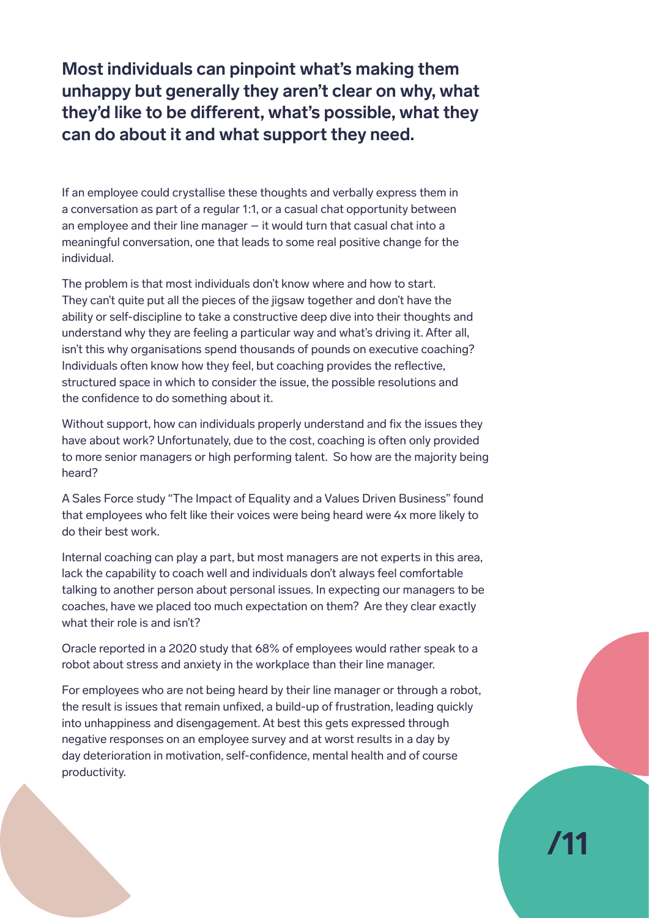**Most individuals can pinpoint what's making them unhappy but generally they aren't clear on why, what they'd like to be different, what's possible, what they can do about it and what support they need.**

If an employee could crystallise these thoughts and verbally express them in a conversation as part of a regular 1:1, or a casual chat opportunity between an employee and their line manager — it would turn that casual chat into a meaningful conversation, one that leads to some real positive change for the individual.

The problem is that most individuals don't know where and how to start. They can't quite put all the pieces of the jigsaw together and don't have the ability or self-discipline to take a constructive deep dive into their thoughts and understand why they are feeling a particular way and what's driving it. After all, isn't this why organisations spend thousands of pounds on executive coaching? Individuals often know how they feel, but coaching provides the reflective, structured space in which to consider the issue, the possible resolutions and the confidence to do something about it.

Without support, how can individuals properly understand and fix the issues they have about work? Unfortunately, due to the cost, coaching is often only provided to more senior managers or high performing talent. So how are the majority being heard?

A Sales Force study "The Impact of Equality and a Values Driven Business" found that employees who felt like their voices were being heard were 4x more likely to do their best work.

Internal coaching can play a part, but most managers are not experts in this area, lack the capability to coach well and individuals don't always feel comfortable talking to another person about personal issues. In expecting our managers to be coaches, have we placed too much expectation on them? Are they clear exactly what their role is and isn't?

Oracle reported in a 2020 study that 68% of employees would rather speak to a robot about stress and anxiety in the workplace than their line manager.

For employees who are not being heard by their line manager or through a robot, the result is issues that remain unfixed, a build-up of frustration, leading quickly into unhappiness and disengagement. At best this gets expressed through negative responses on an employee survey and at worst results in a day by day deterioration in motivation, self-confidence, mental health and of course productivity.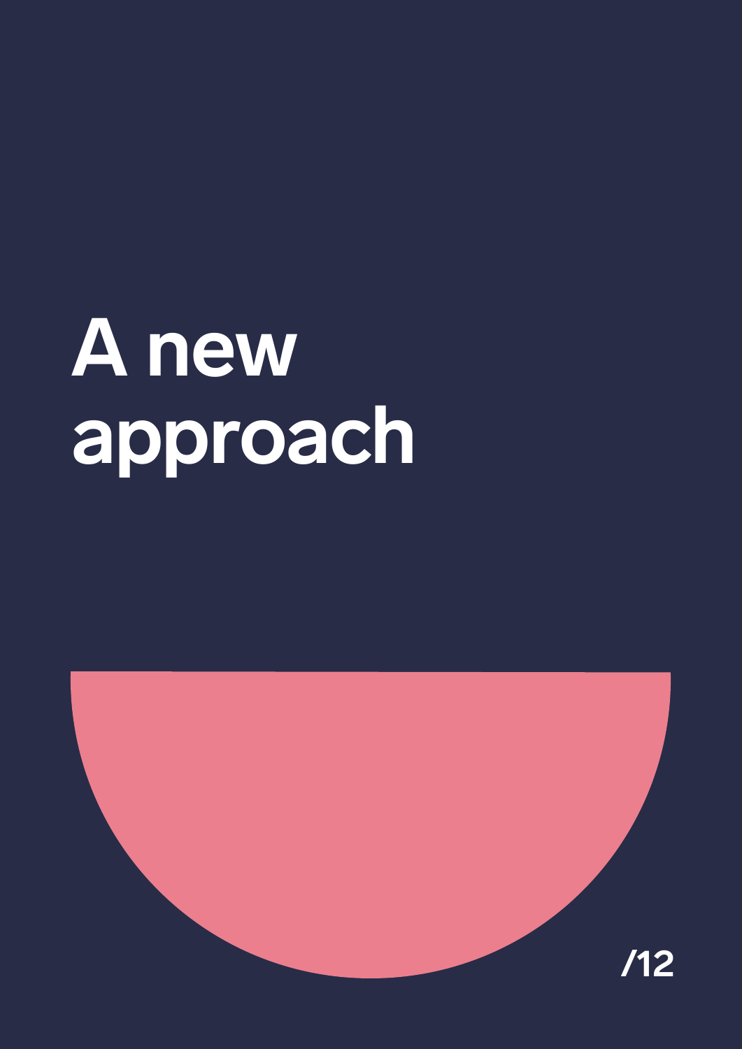# A new approach

/12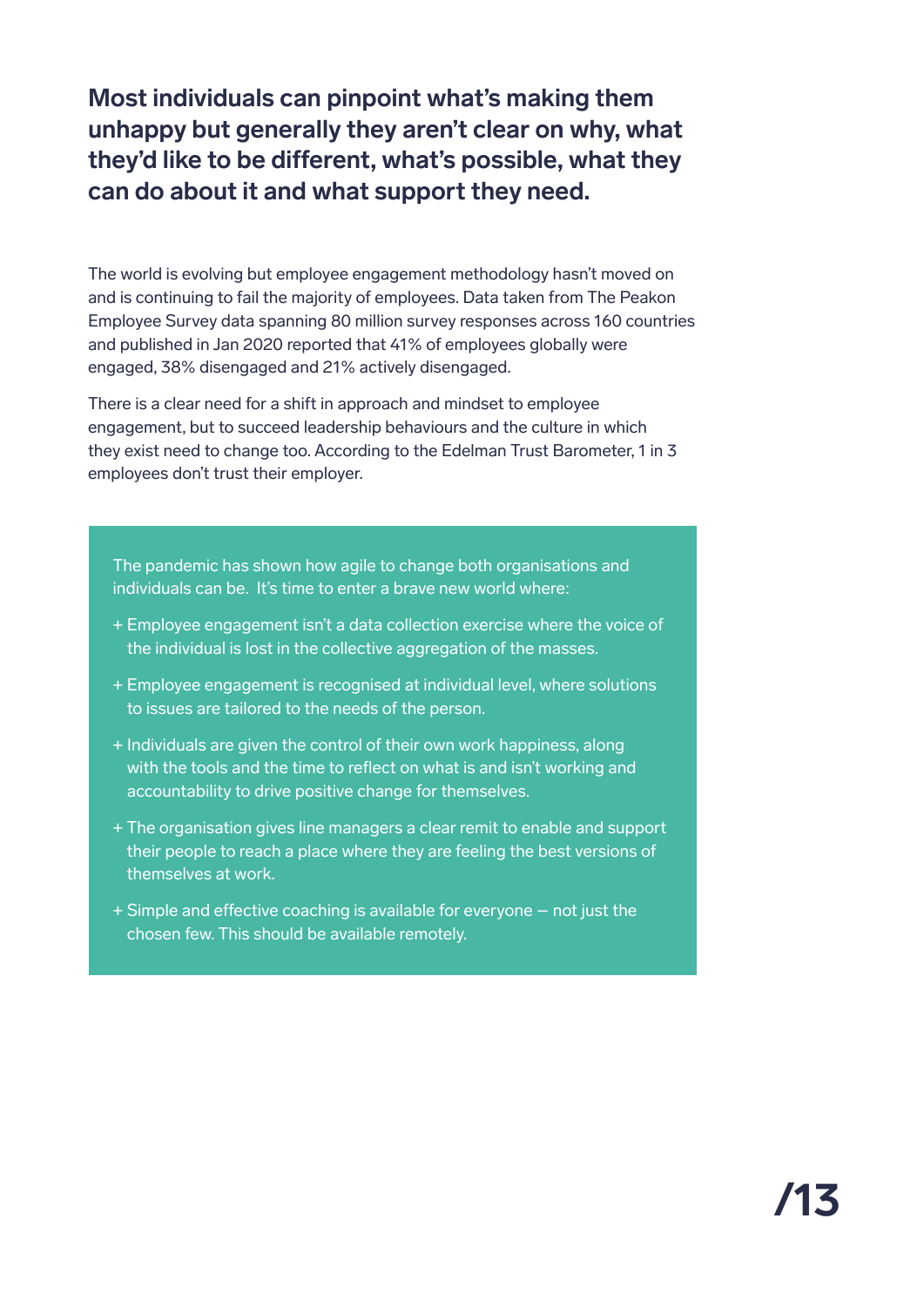## Most individuals can pinpoint what's making them unhappy but generally they aren't clear on why, what they'd like to be different, what's possible, what they can do about it and what support they need.

The world is evolving but employee engagement methodology hasn't moved on and is continuing to fail the majority of employees. Data taken from The Peakon Employee Survey data spanning 80 million survey responses across 160 countries and published in Jan 2020 reported that 41% of employees globally were engaged, 38% disengaged and 21% actively disengaged.

There is a clear need for a shift in approach and mindset to employee engagement, but to succeed leadership behaviours and the culture in which they exist need to change too. According to the Edelman Trust Barometer, 1 in 3 employees don't trust their employer.

The pandemic has shown how agile to change both organisations and individuals can be. It's time to enter a brave new world where:

+ Employee engagement isn't a data collection exercise where the voice of the individual is lost in the collective aggregation of the masses.
+ Employee engagement is recognised at individual level, where solutions to issues are tailored to the needs of the person.
+ Individuals are given the control of their own work happiness, along with the tools and the time to reflect on what is and isn't working and accountability to drive positive change for themselves.
+ The organisation gives line managers a clear remit to enable and support their people to reach a place where they are feeling the best versions of themselves at work.
+ Simple and effective coaching is available for everyone – not just the chosen few. This should be available remotely.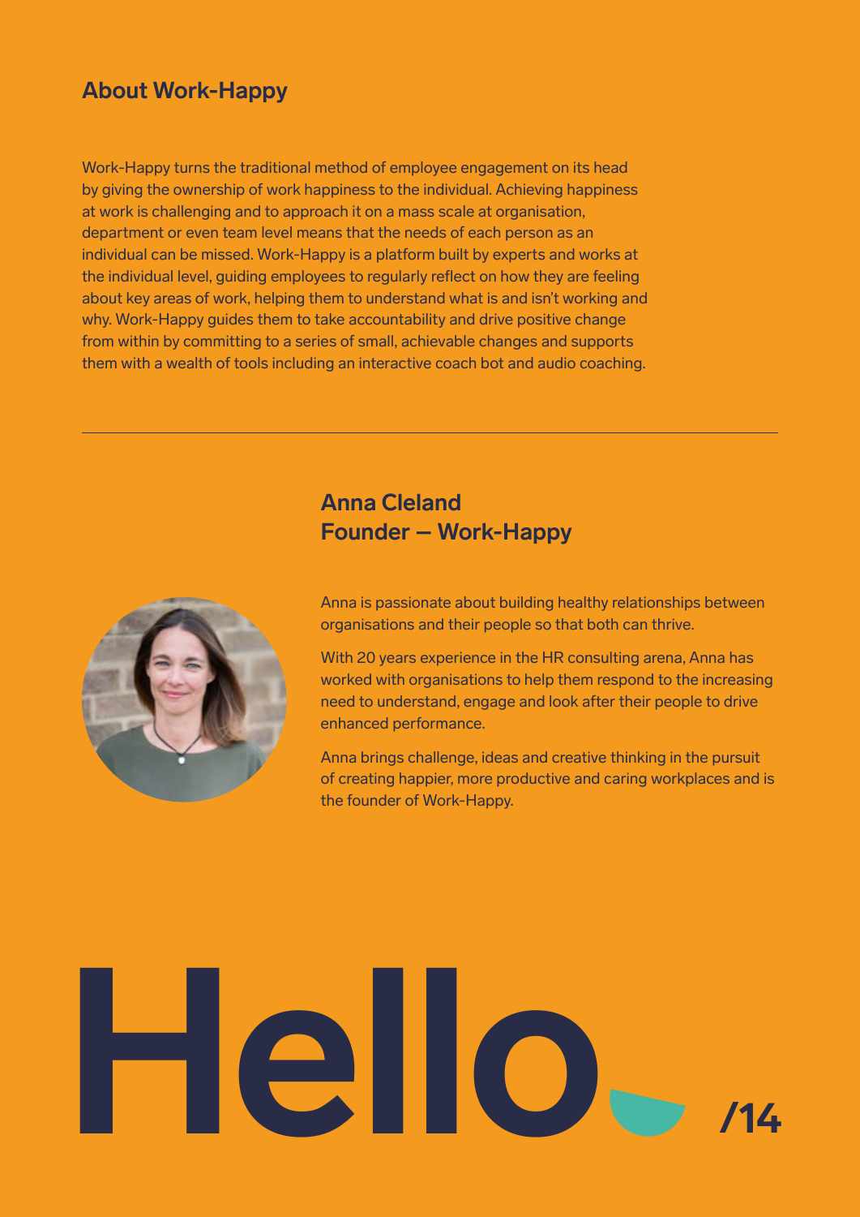## About Work-Happy

Work-Happy turns the traditional method of employee engagement on its head by giving the ownership of work happiness to the individual. Achieving happiness at work is challenging and to approach it on a mass scale at organisation, department or even team level means that the needs of each person as an individual can be missed. Work-Happy is a platform built by experts and works at the individual level, guiding employees to regularly reflect on how they are feeling about key areas of work, helping them to understand what is and isn't working and why. Work-Happy guides them to take accountability and drive positive change from within by committing to a series of small, achievable changes and supports them with a wealth of tools including an interactive coach bot and audio coaching.

---

## Anna Cleland
## Founder — Work-Happy

Anna is passionate about building healthy relationships between organisations and their people so that both can thrive.

With 20 years experience in the HR consulting arena, Anna has worked with organisations to help them respond to the increasing need to understand, engage and look after their people to drive enhanced performance.

Anna brings challenge, ideas and creative thinking in the pursuit of creating happier, more productive and caring workplaces and is the founder of Work-Happy.

# Hello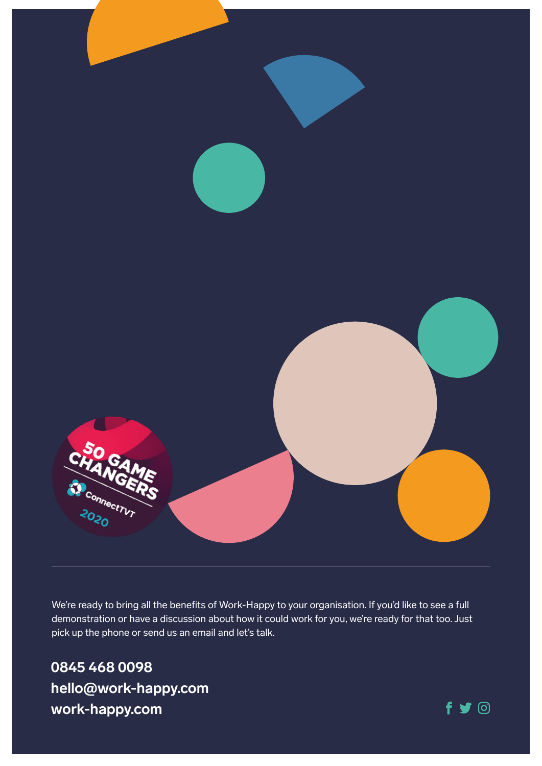We're ready to bring all the benefits of Work-Happy to your organisation. If you'd like to see a full demonstration or have a discussion about how it could work for you, we're ready for that too. Just pick up the phone or send us an email and let's talk.

**0845 468 0098**
**hello@work-happy.com**
**work-happy.com**